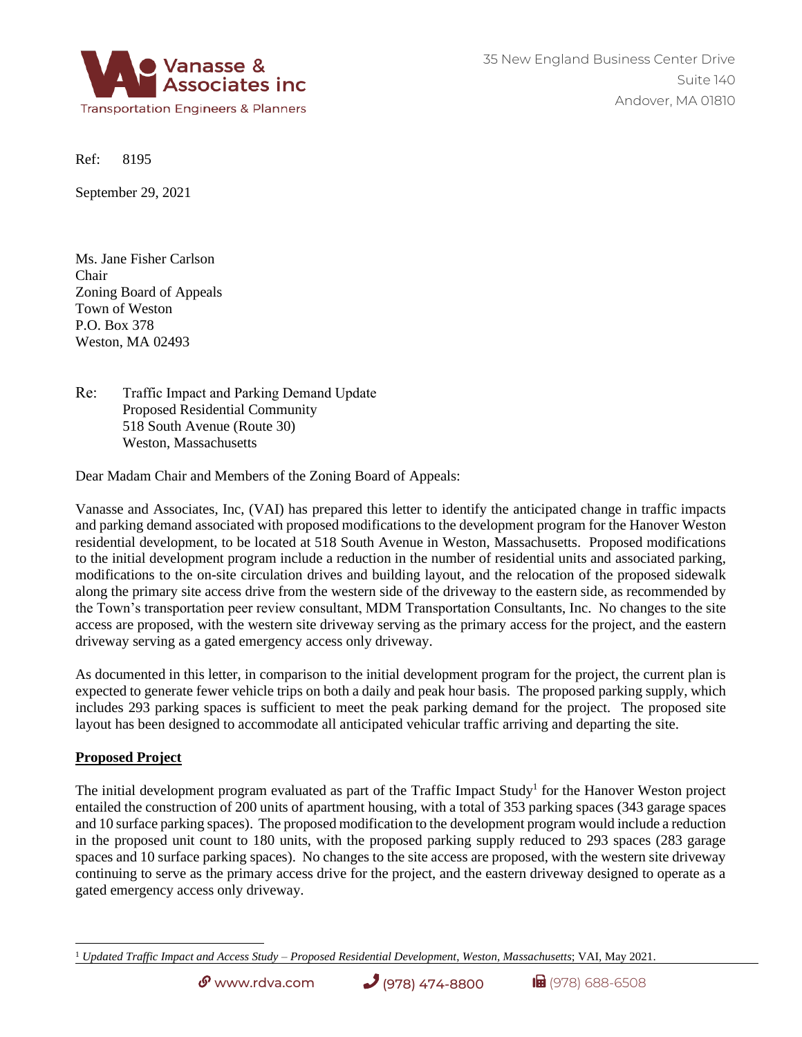Vanasse & Associates inc

Transportation Engineers & Planners

35 New England Business Center Drive
Suite 140
Andover, MA 01810

Ref: 8195

September 29, 2021

Ms. Jane Fisher Carlson
Chair
Zoning Board of Appeals
Town of Weston
P.O. Box 378
Weston, MA 02493

Re: Traffic Impact and Parking Demand Update
Proposed Residential Community
518 South Avenue (Route 30)
Weston, Massachusetts

Dear Madam Chair and Members of the Zoning Board of Appeals:

Vanasse and Associates, Inc, (VAI) has prepared this letter to identify the anticipated change in traffic impacts and parking demand associated with proposed modifications to the development program for the Hanover Weston residential development, to be located at 518 South Avenue in Weston, Massachusetts. Proposed modifications to the initial development program include a reduction in the number of residential units and associated parking, modifications to the on-site circulation drives and building layout, and the relocation of the proposed sidewalk along the primary site access drive from the western side of the driveway to the eastern side, as recommended by the Town's transportation peer review consultant, MDM Transportation Consultants, Inc. No changes to the site access are proposed, with the western site driveway serving as the primary access for the project, and the eastern driveway serving as a gated emergency access only driveway.

As documented in this letter, in comparison to the initial development program for the project, the current plan is expected to generate fewer vehicle trips on both a daily and peak hour basis. The proposed parking supply, which includes 293 parking spaces is sufficient to meet the peak parking demand for the project. The proposed site layout has been designed to accommodate all anticipated vehicular traffic arriving and departing the site.

## Proposed Project

The initial development program evaluated as part of the Traffic Impact Study[1] for the Hanover Weston project entailed the construction of 200 units of apartment housing, with a total of 353 parking spaces (343 garage spaces and 10 surface parking spaces). The proposed modification to the development program would include a reduction in the proposed unit count to 180 units, with the proposed parking supply reduced to 293 spaces (283 garage spaces and 10 surface parking spaces). No changes to the site access are proposed, with the western site driveway continuing to serve as the primary access drive for the project, and the eastern driveway designed to operate as a gated emergency access only driveway.

[1] *Updated Traffic Impact and Access Study – Proposed Residential Development, Weston, Massachusetts*; VAI, May 2021.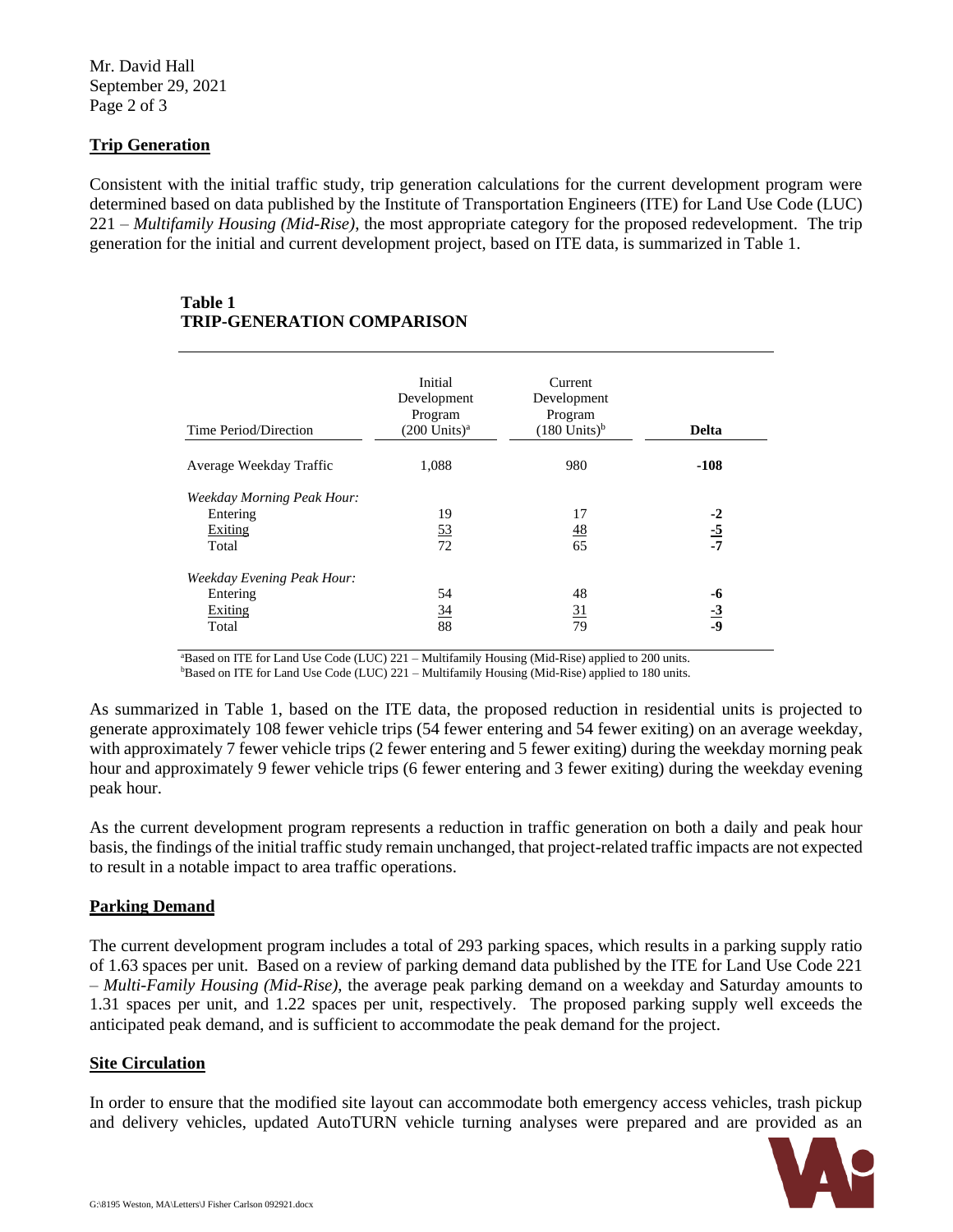Mr. David Hall
September 29, 2021

## Trip Generation

Consistent with the initial traffic study, trip generation calculations for the current development program were determined based on data published by the Institute of Transportation Engineers (ITE) for Land Use Code (LUC) 221 – *Multifamily Housing (Mid-Rise)*, the most appropriate category for the proposed redevelopment. The trip generation for the initial and current development project, based on ITE data, is summarized in Table 1.

**Table 1**
**TRIP-GENERATION COMPARISON**

| Time Period/Direction | Initial Development Program (200 Units)[a] | Current Development Program (180 Units)[b] | **Delta** |
|---|---|---|---|
| Average Weekday Traffic | 1,088 | 980 | **-108** |
| *Weekday Morning Peak Hour:* | | | |
| Entering | 19 | 17 | **-2** |
| Exiting | 53 | 48 | **-5** |
| Total | 72 | 65 | **-7** |
| *Weekday Evening Peak Hour:* | | | |
| Entering | 54 | 48 | **-6** |
| Exiting | 34 | 31 | **-3** |
| Total | 88 | 79 | **-9** |

[a]Based on ITE for Land Use Code (LUC) 221 – Multifamily Housing (Mid-Rise) applied to 200 units.
[b]Based on ITE for Land Use Code (LUC) 221 – Multifamily Housing (Mid-Rise) applied to 180 units.

As summarized in Table 1, based on the ITE data, the proposed reduction in residential units is projected to generate approximately 108 fewer vehicle trips (54 fewer entering and 54 fewer exiting) on an average weekday, with approximately 7 fewer vehicle trips (2 fewer entering and 5 fewer exiting) during the weekday morning peak hour and approximately 9 fewer vehicle trips (6 fewer entering and 3 fewer exiting) during the weekday evening peak hour.

As the current development program represents a reduction in traffic generation on both a daily and peak hour basis, the findings of the initial traffic study remain unchanged, that project-related traffic impacts are not expected to result in a notable impact to area traffic operations.

## Parking Demand

The current development program includes a total of 293 parking spaces, which results in a parking supply ratio of 1.63 spaces per unit. Based on a review of parking demand data published by the ITE for Land Use Code 221 – *Multi-Family Housing (Mid-Rise)*, the average peak parking demand on a weekday and Saturday amounts to 1.31 spaces per unit, and 1.22 spaces per unit, respectively. The proposed parking supply well exceeds the anticipated peak demand, and is sufficient to accommodate the peak demand for the project.

## Site Circulation

In order to ensure that the modified site layout can accommodate both emergency access vehicles, trash pickup and delivery vehicles, updated AutoTURN vehicle turning analyses were prepared and are provided as an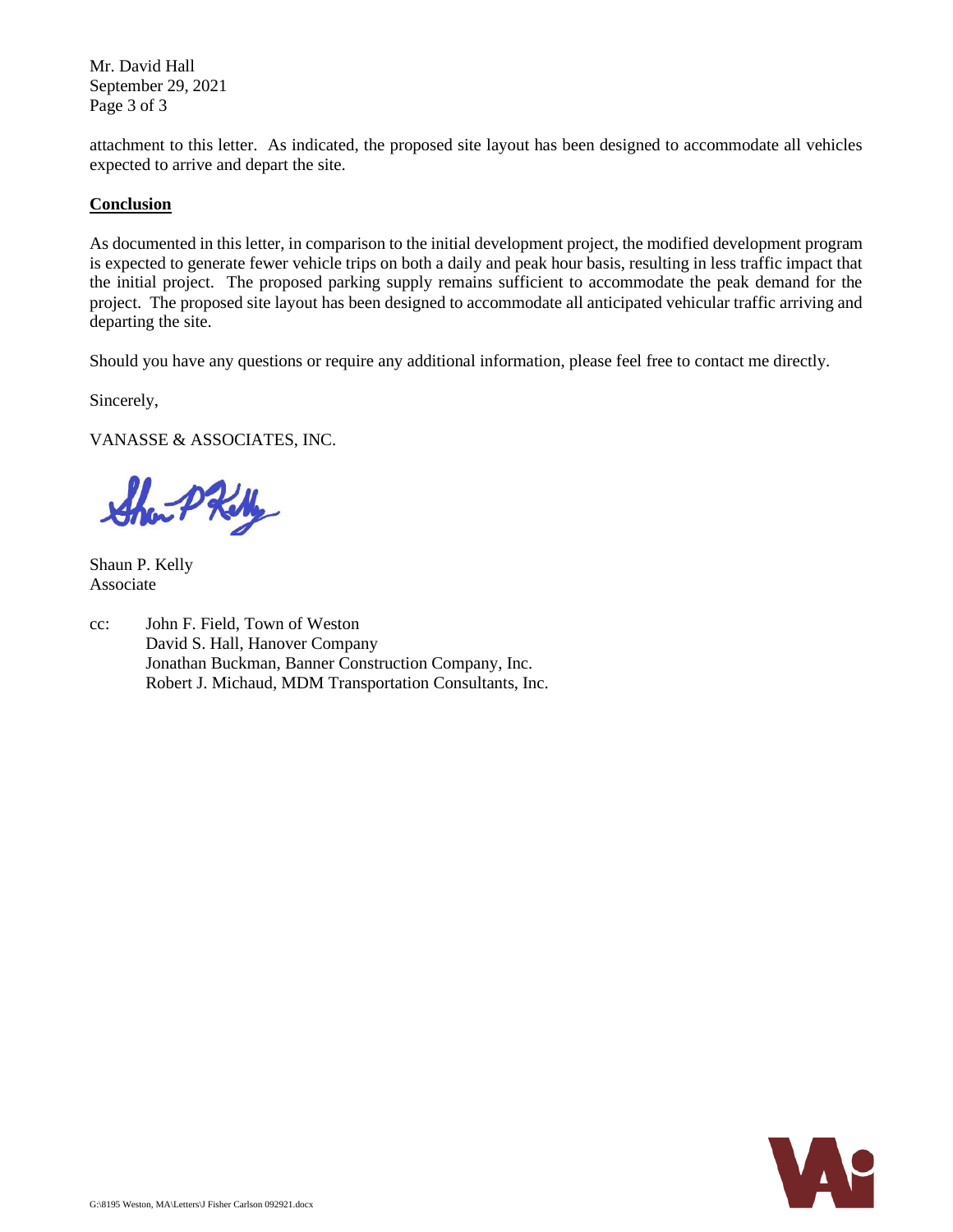attachment to this letter. As indicated, the proposed site layout has been designed to accommodate all vehicles expected to arrive and depart the site.

**Conclusion**

As documented in this letter, in comparison to the initial development project, the modified development program is expected to generate fewer vehicle trips on both a daily and peak hour basis, resulting in less traffic impact that the initial project. The proposed parking supply remains sufficient to accommodate the peak demand for the project. The proposed site layout has been designed to accommodate all anticipated vehicular traffic arriving and departing the site.

Should you have any questions or require any additional information, please feel free to contact me directly.

Sincerely,

VANASSE & ASSOCIATES, INC.

Shaun P. Kelly
Associate

cc: John F. Field, Town of Weston
David S. Hall, Hanover Company
Jonathan Buckman, Banner Construction Company, Inc.
Robert J. Michaud, MDM Transportation Consultants, Inc.

G:\8195 Weston, MA\Letters\J Fisher Carlson 092921.docx